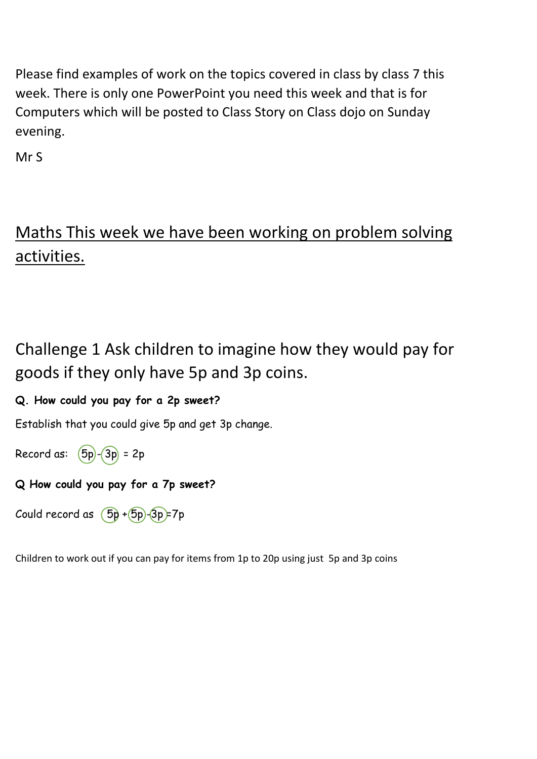Please find examples of work on the topics covered in class by class 7 this week. There is only one PowerPoint you need this week and that is for Computers which will be posted to Class Story on Class dojo on Sunday evening.

Mr S

## <u>Maths This week we have been working on problem solving activities.</u>

## Challenge 1 Ask children to imagine how they would pay for goods if they only have 5p and 3p coins.

**Q. How could you pay for a 2p sweet?**

Establish that you could give 5p and get 3p change.

Record as: (5p) - (3p) = 2p

**Q How could you pay for a 7p sweet?**

Could record as (5p) + (5p) - (3p) = 7p

Children to work out if you can pay for items from 1p to 20p using just 5p and 3p coins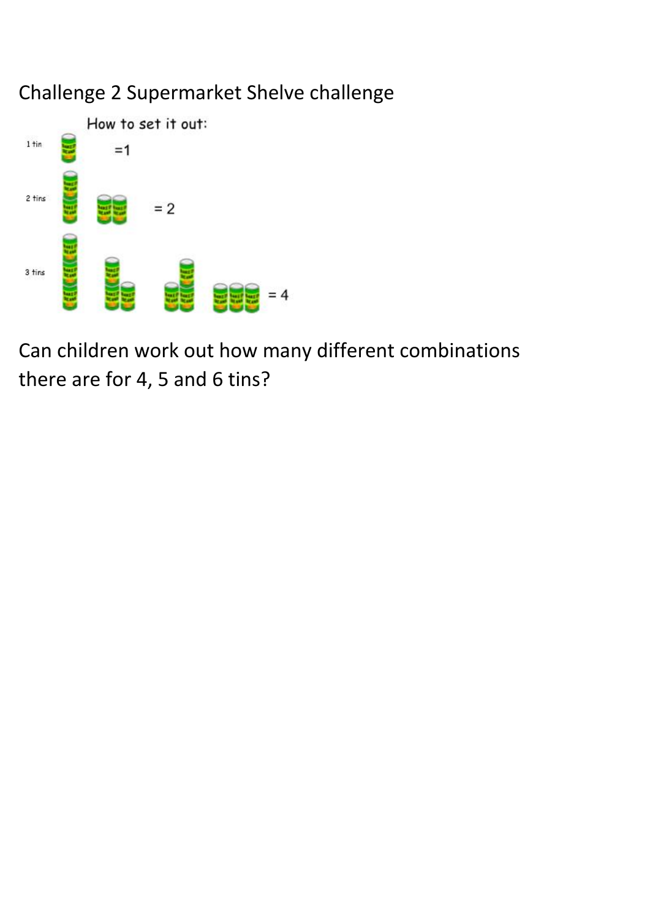Challenge 2 Supermarket Shelve challenge

How to set it out:

1 tin =1

2 tins = 2

3 tins = 4

Can children work out how many different combinations there are for 4, 5 and 6 tins?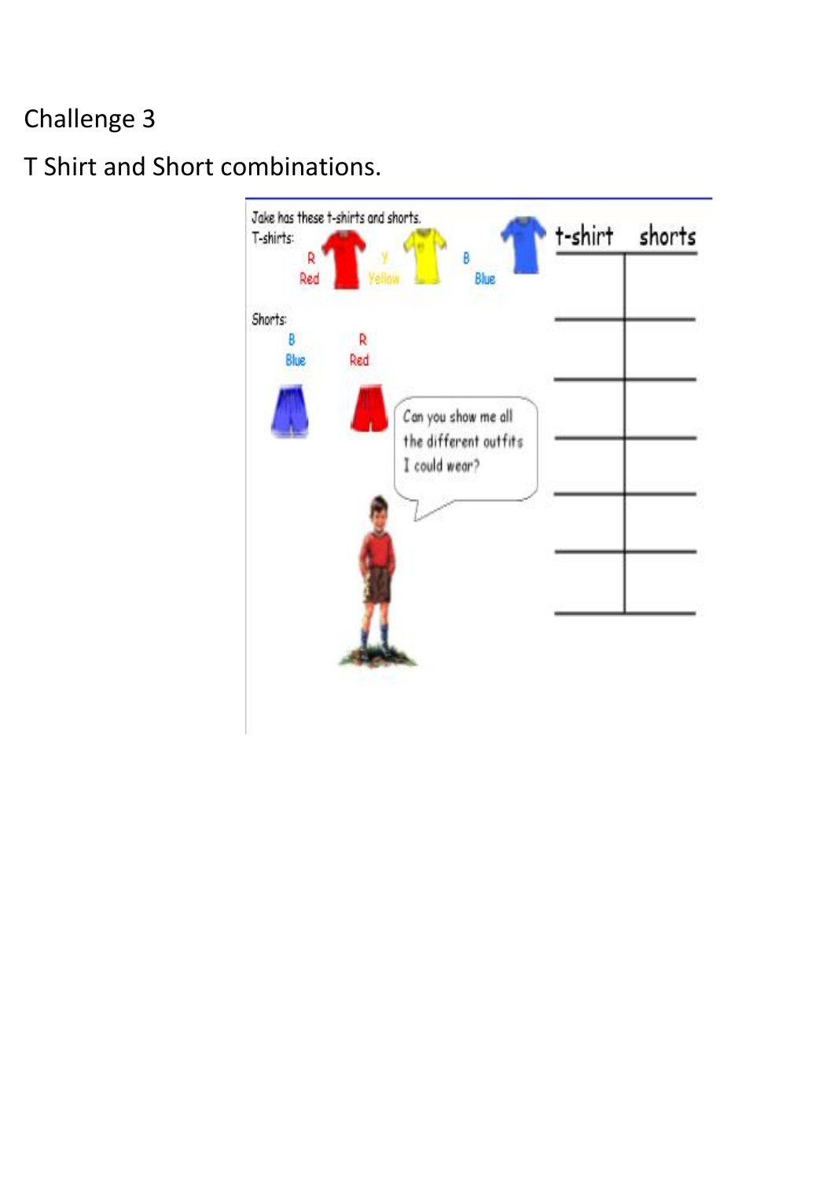Challenge 3

T Shirt and Short combinations.

Jake has these t-shirts and shorts.

T-shirts:

R Red

Y Yellow

B Blue

Shorts:

B Blue

R Red

Can you show me all the different outfits I could wear?

| t-shirt | shorts |
| --- | --- |
| | |
| | |
| | |
| | |
| | |
| | |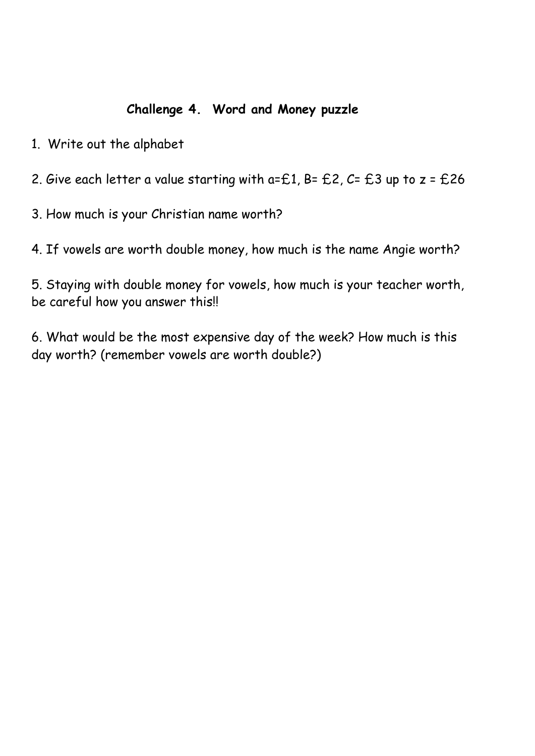## Challenge 4. Word and Money puzzle

1. Write out the alphabet

2. Give each letter a value starting with a=£1, B= £2, C= £3 up to z = £26

3. How much is your Christian name worth?

4. If vowels are worth double money, how much is the name Angie worth?

5. Staying with double money for vowels, how much is your teacher worth, be careful how you answer this!!

6. What would be the most expensive day of the week? How much is this day worth? (remember vowels are worth double?)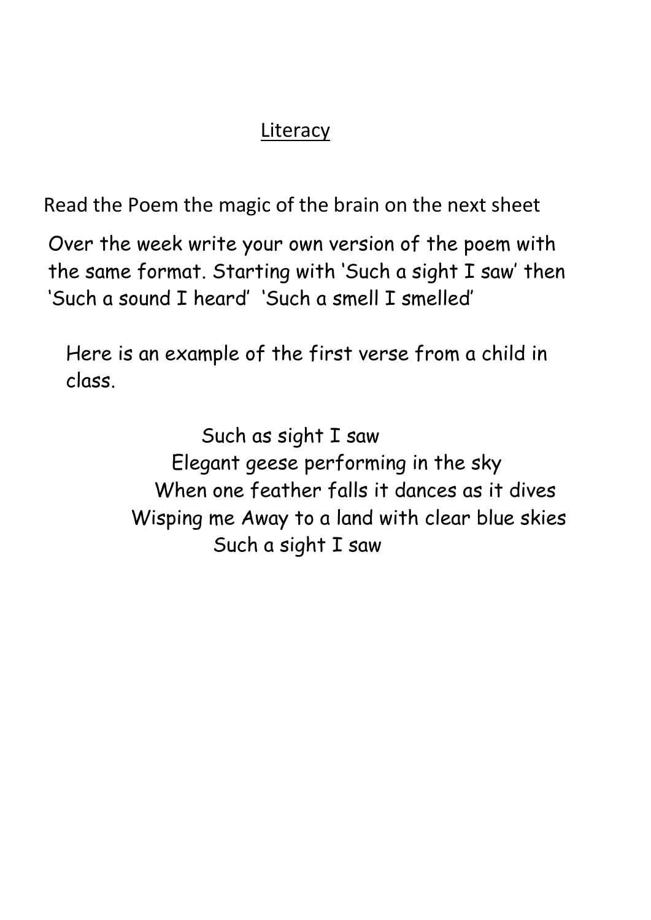## Literacy

Read the Poem the magic of the brain on the next sheet

Over the week write your own version of the poem with the same format. Starting with 'Such a sight I saw' then 'Such a sound I heard' 'Such a smell I smelled'

Here is an example of the first verse from a child in class.

Such as sight I saw  
Elegant geese performing in the sky  
When one feather falls it dances as it dives  
Wisping me Away to a land with clear blue skies  
Such a sight I saw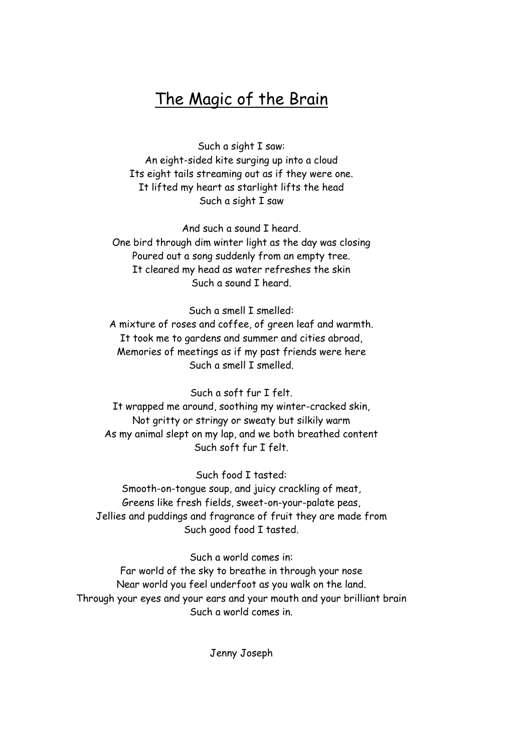# The Magic of the Brain

Such a sight I saw:
An eight-sided kite surging up into a cloud
Its eight tails streaming out as if they were one.
It lifted my heart as starlight lifts the head
Such a sight I saw

And such a sound I heard.
One bird through dim winter light as the day was closing
Poured out a song suddenly from an empty tree.
It cleared my head as water refreshes the skin
Such a sound I heard.

Such a smell I smelled:
A mixture of roses and coffee, of green leaf and warmth.
It took me to gardens and summer and cities abroad,
Memories of meetings as if my past friends were here
Such a smell I smelled.

Such a soft fur I felt.
It wrapped me around, soothing my winter-cracked skin,
Not gritty or stringy or sweaty but silkily warm
As my animal slept on my lap, and we both breathed content
Such soft fur I felt.

Such food I tasted:
Smooth-on-tongue soup, and juicy crackling of meat,
Greens like fresh fields, sweet-on-your-palate peas,
Jellies and puddings and fragrance of fruit they are made from
Such good food I tasted.

Such a world comes in:
Far world of the sky to breathe in through your nose
Near world you feel underfoot as you walk on the land.
Through your eyes and your ears and your mouth and your brilliant brain
Such a world comes in.

Jenny Joseph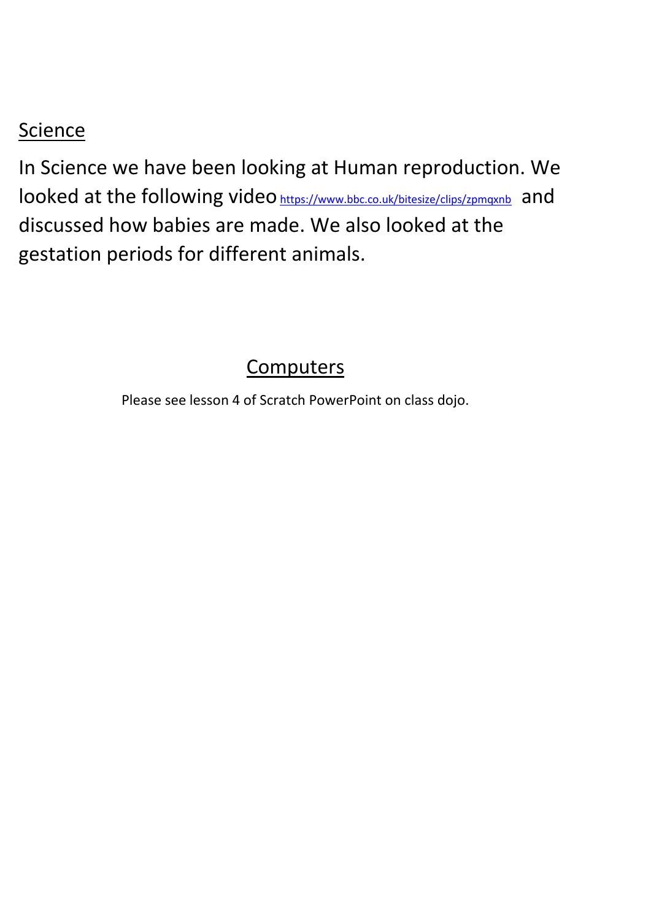## Science

In Science we have been looking at Human reproduction. We looked at the following video https://www.bbc.co.uk/bitesize/clips/zpmqxnb and discussed how babies are made. We also looked at the gestation periods for different animals.

## Computers

Please see lesson 4 of Scratch PowerPoint on class dojo.